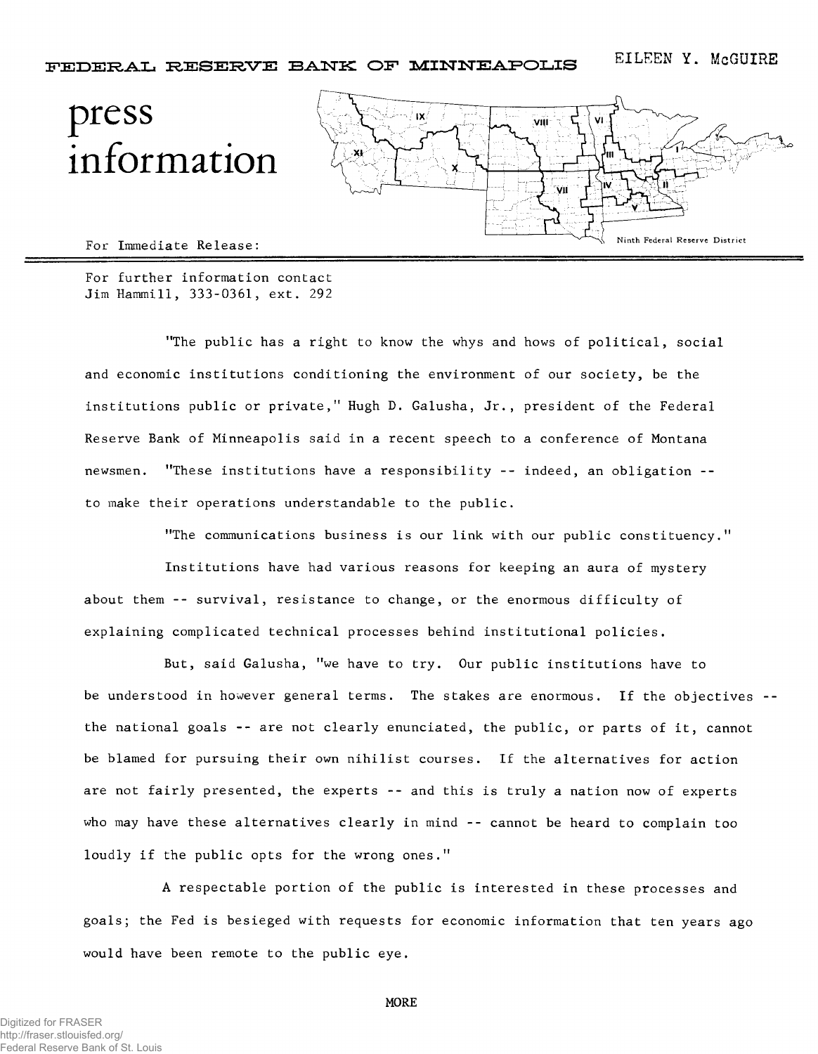FEDERAL RESERVE BANK OF MINNEAPOLIS

EILEEN Y. McGUIRE

# press information

Ninth Federal Reserve District

For Immediate Release:

For further information contact
Jim Hammill, 333-0361, ext. 292

"The public has a right to know the whys and hows of political, social and economic institutions conditioning the environment of our society, be the institutions public or private," Hugh D. Galusha, Jr., president of the Federal Reserve Bank of Minneapolis said in a recent speech to a conference of Montana newsmen. "These institutions have a responsibility -- indeed, an obligation -- to make their operations understandable to the public.

"The communications business is our link with our public constituency."

Institutions have had various reasons for keeping an aura of mystery about them -- survival, resistance to change, or the enormous difficulty of explaining complicated technical processes behind institutional policies.

But, said Galusha, "we have to try. Our public institutions have to be understood in however general terms. The stakes are enormous. If the objectives -- the national goals -- are not clearly enunciated, the public, or parts of it, cannot be blamed for pursuing their own nihilist courses. If the alternatives for action are not fairly presented, the experts -- and this is truly a nation now of experts who may have these alternatives clearly in mind -- cannot be heard to complain too loudly if the public opts for the wrong ones."

A respectable portion of the public is interested in these processes and goals; the Fed is besieged with requests for economic information that ten years ago would have been remote to the public eye.

MORE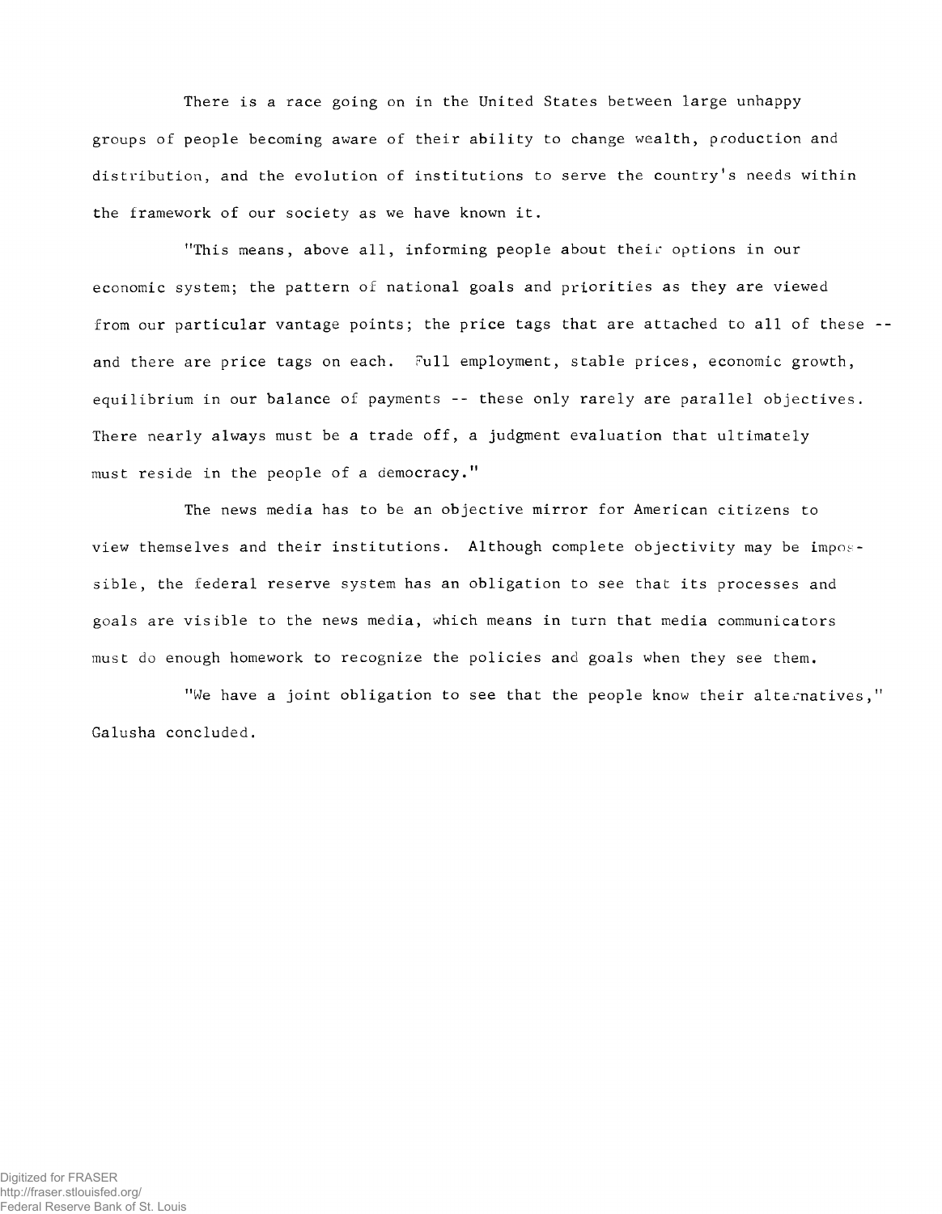There is a race going on in the United States between large unhappy groups of people becoming aware of their ability to change wealth, production and distribution, and the evolution of institutions to serve the country's needs within the framework of our society as we have known it.

"This means, above all, informing people about their options in our economic system; the pattern of national goals and priorities as they are viewed from our particular vantage points; the price tags that are attached to all of these -- and there are price tags on each. Full employment, stable prices, economic growth, equilibrium in our balance of payments -- these only rarely are parallel objectives. There nearly always must be a trade off, a judgment evaluation that ultimately must reside in the people of a democracy."

The news media has to be an objective mirror for American citizens to view themselves and their institutions. Although complete objectivity may be impossible, the federal reserve system has an obligation to see that its processes and goals are visible to the news media, which means in turn that media communicators must do enough homework to recognize the policies and goals when they see them.

"We have a joint obligation to see that the people know their alternatives," Galusha concluded.